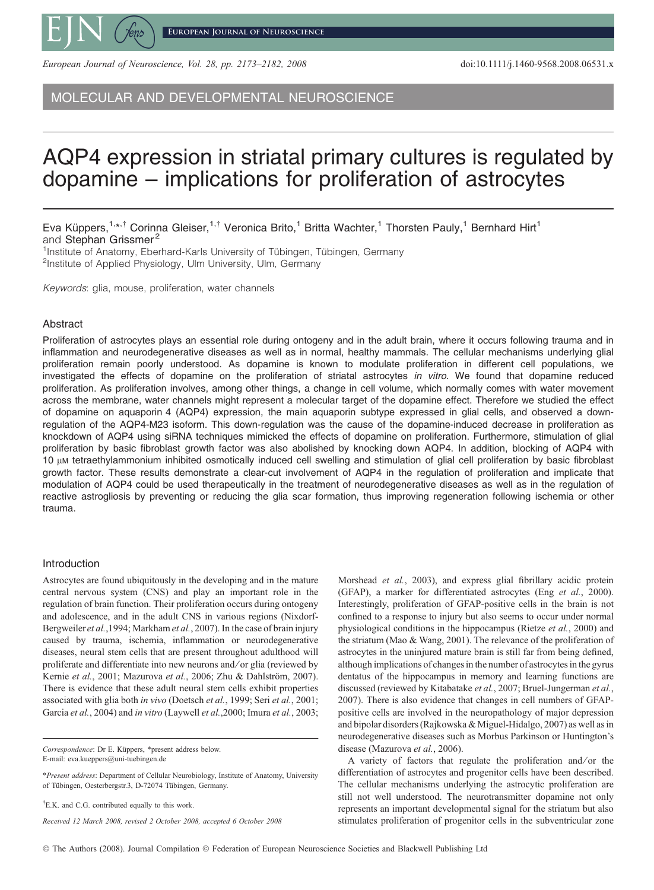MOLECULAR AND DEVELOPMENTAL NEUROSCIENCE

# AQP4 expression in striatal primary cultures is regulated by dopamine – implications for proliferation of astrocytes

Eva Küppers,[1,*,†] Corinna Gleiser,[1,†] Veronica Brito,[1] Britta Wachter,[1] Thorsten Pauly,[1] Bernhard Hirt[1] and Stephan Grissmer[2]

[1]Institute of Anatomy, Eberhard-Karls University of Tübingen, Tübingen, Germany
[2]Institute of Applied Physiology, Ulm University, Ulm, Germany

*Keywords*: glia, mouse, proliferation, water channels

## Abstract

Proliferation of astrocytes plays an essential role during ontogeny and in the adult brain, where it occurs following trauma and in inflammation and neurodegenerative diseases as well as in normal, healthy mammals. The cellular mechanisms underlying glial proliferation remain poorly understood. As dopamine is known to modulate proliferation in different cell populations, we investigated the effects of dopamine on the proliferation of striatal astrocytes *in vitro*. We found that dopamine reduced proliferation. As proliferation involves, among other things, a change in cell volume, which normally comes with water movement across the membrane, water channels might represent a molecular target of the dopamine effect. Therefore we studied the effect of dopamine on aquaporin 4 (AQP4) expression, the main aquaporin subtype expressed in glial cells, and observed a down-regulation of the AQP4-M23 isoform. This down-regulation was the cause of the dopamine-induced decrease in proliferation as knockdown of AQP4 using siRNA techniques mimicked the effects of dopamine on proliferation. Furthermore, stimulation of glial proliferation by basic fibroblast growth factor was also abolished by knocking down AQP4. In addition, blocking of AQP4 with 10 μM tetraethylammonium inhibited osmotically induced cell swelling and stimulation of glial cell proliferation by basic fibroblast growth factor. These results demonstrate a clear-cut involvement of AQP4 in the regulation of proliferation and implicate that modulation of AQP4 could be used therapeutically in the treatment of neurodegenerative diseases as well as in the regulation of reactive astrogliosis by preventing or reducing the glia scar formation, thus improving regeneration following ischemia or other trauma.

## Introduction

Astrocytes are found ubiquitously in the developing and in the mature central nervous system (CNS) and play an important role in the regulation of brain function. Their proliferation occurs during ontogeny and adolescence, and in the adult CNS in various regions (Nixdorf-Bergweiler *et al.*,1994; Markham *et al.*, 2007). In the case of brain injury caused by trauma, ischemia, inflammation or neurodegenerative diseases, neural stem cells that are present throughout adulthood will proliferate and differentiate into new neurons and/or glia (reviewed by Kernie *et al.*, 2001; Mazurova *et al.*, 2006; Zhu & Dahlström, 2007). There is evidence that these adult neural stem cells exhibit properties associated with glia both *in vivo* (Doetsch *et al.*, 1999; Seri *et al.*, 2001; Garcia *et al.*, 2004) and *in vitro* (Laywell *et al.*,2000; Imura *et al.*, 2003; Morshead *et al.*, 2003), and express glial fibrillary acidic protein (GFAP), a marker for differentiated astrocytes (Eng *et al.*, 2000). Interestingly, proliferation of GFAP-positive cells in the brain is not confined to a response to injury but also seems to occur under normal physiological conditions in the hippocampus (Rietze *et al.*, 2000) and the striatum (Mao & Wang, 2001). The relevance of the proliferation of astrocytes in the uninjured mature brain is still far from being defined, although implications of changes in the number of astrocytes in the gyrus dentatus of the hippocampus in memory and learning functions are discussed (reviewed by Kitabatake *et al.*, 2007; Bruel-Jungerman *et al.*, 2007). There is also evidence that changes in cell numbers of GFAP-positive cells are involved in the neuropathology of major depression and bipolar disorders (Rajkowska & Miguel-Hidalgo, 2007) as well as in neurodegenerative diseases such as Morbus Parkinson or Huntington's disease (Mazurova *et al.*, 2006).

A variety of factors that regulate the proliferation and/or the differentiation of astrocytes and progenitor cells have been described. The cellular mechanisms underlying the astrocytic proliferation are still not well understood. The neurotransmitter dopamine not only represents an important developmental signal for the striatum but also stimulates proliferation of progenitor cells in the subventricular zone

*Correspondence*: Dr E. Küppers, *present address below.
E-mail: eva.kueppers@uni-tuebingen.de

**Present address*: Department of Cellular Neurobiology, Institute of Anatomy, University of Tübingen, Oesterbergstr.3, D-72074 Tübingen, Germany.

†E.K. and C.G. contributed equally to this work.

*Received 12 March 2008, revised 2 October 2008, accepted 6 October 2008*

© The Authors (2008). Journal Compilation © Federation of European Neuroscience Societies and Blackwell Publishing Ltd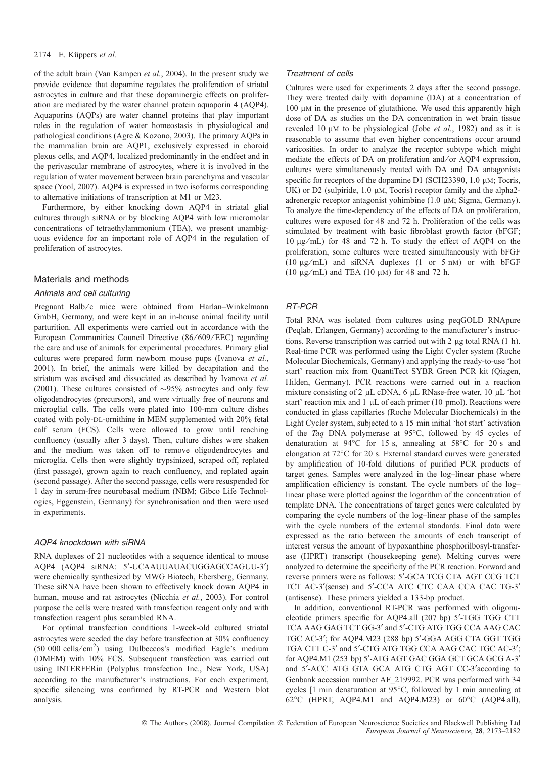of the adult brain (Van Kampen *et al.*, 2004). In the present study we provide evidence that dopamine regulates the proliferation of striatal astrocytes in culture and that these dopaminergic effects on proliferation are mediated by the water channel protein aquaporin 4 (AQP4). Aquaporins (AQPs) are water channel proteins that play important roles in the regulation of water homeostasis in physiological and pathological conditions (Agre & Kozono, 2003). The primary AQPs in the mammalian brain are AQP1, exclusively expressed in choroid plexus cells, and AQP4, localized predominantly in the endfeet and in the perivascular membrane of astrocytes, where it is involved in the regulation of water movement between brain parenchyma and vascular space (Yool, 2007). AQP4 is expressed in two isoforms corresponding to alternative initiations of transcription at M1 or M23.

Furthermore, by either knocking down AQP4 in striatal glial cultures through siRNA or by blocking AQP4 with low micromolar concentrations of tetraethylammonium (TEA), we present unambiguous evidence for an important role of AQP4 in the regulation of proliferation of astrocytes.

## Materials and methods

### *Animals and cell culturing*

Pregnant Balb/c mice were obtained from Harlan–Winkelmann GmbH, Germany, and were kept in an in-house animal facility until parturition. All experiments were carried out in accordance with the European Communities Council Directive (86/609/EEC) regarding the care and use of animals for experimental procedures. Primary glial cultures were prepared form newborn mouse pups (Ivanova *et al.*, 2001). In brief, the animals were killed by decapitation and the striatum was excised and dissociated as described by Ivanova *et al.* (2001). These cultures consisted of ~95% astrocytes and only few oligodendrocytes (precursors), and were virtually free of neurons and microglial cells. The cells were plated into 100-mm culture dishes coated with poly-DL-ornithine in MEM supplemented with 20% fetal calf serum (FCS). Cells were allowed to grow until reaching confluency (usually after 3 days). Then, culture dishes were shaken and the medium was taken off to remove oligodendrocytes and microglia. Cells then were slightly trypsinized, scraped off, replated (first passage), grown again to reach confluency, and replated again (second passage). After the second passage, cells were resuspended for 1 day in serum-free neurobasal medium (NBM; Gibco Life Technologies, Eggenstein, Germany) for synchronisation and then were used in experiments.

### *AQP4 knockdown with siRNA*

RNA duplexes of 21 nucleotides with a sequence identical to mouse AQP4 (AQP4 siRNA: 5′-UCAAUUAUACUGGAGCCAGUU-3′) were chemically synthesized by MWG Biotech, Ebersberg, Germany. These siRNA have been shown to effectively knock down AQP4 in human, mouse and rat astrocytes (Nicchia *et al.*, 2003). For control purpose the cells were treated with transfection reagent only and with transfection reagent plus scrambled RNA.

For optimal transfection conditions 1-week-old cultured striatal astrocytes were seeded the day before transfection at 30% confluency (50 000 cells/cm$^2$) using Dulbeccos's modified Eagle's medium (DMEM) with 10% FCS. Subsequent transfection was carried out using INTERFERin (Polyplus transfection Inc., New York, USA) according to the manufacturer's instructions. For each experiment, specific silencing was confirmed by RT-PCR and Western blot analysis.

### *Treatment of cells*

Cultures were used for experiments 2 days after the second passage. They were treated daily with dopamine (DA) at a concentration of 100 μM in the presence of glutathione. We used this apparently high dose of DA as studies on the DA concentration in wet brain tissue revealed 10 μM to be physiological (Jobe *et al.*, 1982) and as it is reasonable to assume that even higher concentrations occur around varicosities. In order to analyze the receptor subtype which might mediate the effects of DA on proliferation and/or AQP4 expression, cultures were simultaneously treated with DA and DA antagonists specific for receptors of the dopamine D1 (SCH23390, 1.0 μM; Tocris, UK) or D2 (sulpiride, 1.0 μM, Tocris) receptor family and the alpha2-adrenergic receptor antagonist yohimbine (1.0 μM; Sigma, Germany). To analyze the time-dependency of the effects of DA on proliferation, cultures were exposed for 48 and 72 h. Proliferation of the cells was stimulated by treatment with basic fibroblast growth factor (bFGF; 10 μg/mL) for 48 and 72 h. To study the effect of AQP4 on the proliferation, some cultures were treated simultaneously with bFGF (10 μg/mL) and siRNA duplexes (1 or 5 nM) or with bFGF (10 μg/mL) and TEA (10 μM) for 48 and 72 h.

### *RT-PCR*

Total RNA was isolated from cultures using peqGOLD RNApure (Peqlab, Erlangen, Germany) according to the manufacturer's instructions. Reverse transcription was carried out with 2 μg total RNA (1 h). Real-time PCR was performed using the Light Cycler system (Roche Molecular Biochemicals, Germany) and applying the ready-to-use 'hot start' reaction mix from QuantiTect SYBR Green PCR kit (Qiagen, Hilden, Germany). PCR reactions were carried out in a reaction mixture consisting of 2 μL cDNA, 6 μL RNase-free water, 10 μL 'hot start' reaction mix and 1 μL of each primer (10 pmol). Reactions were conducted in glass capillaries (Roche Molecular Biochemicals) in the Light Cycler system, subjected to a 15 min initial 'hot start' activation of the *Taq* DNA polymerase at 95°C, followed by 45 cycles of denaturation at 94°C for 15 s, annealing at 58°C for 20 s and elongation at 72°C for 20 s. External standard curves were generated by amplification of 10-fold dilutions of purified PCR products of target genes. Samples were analyzed in the log–linear phase where amplification efficiency is constant. The cycle numbers of the log–linear phase were plotted against the logarithm of the concentration of template DNA. The concentrations of target genes were calculated by comparing the cycle numbers of the log–linear phase of the samples with the cycle numbers of the external standards. Final data were expressed as the ratio between the amounts of each transcript of interest versus the amount of hypoxanthine phosphorilbosyl-transferase (HPRT) transcript (housekeeping gene). Melting curves were analyzed to determine the specificity of the PCR reaction. Forward and reverse primers were as follows: 5′-GCA TCG CTA AGT CCG TCT TCT AC-3′(sense) and 5′-CCA ATC CTC CAA CCA CAC TG-3′ (antisense). These primers yielded a 133-bp product.

In addition, conventional RT-PCR was performed with oligonucleotide primers specific for AQP4.all (207 bp) 5′-TGG TGG CTT TCA AAG GAG TCT GG-3′ and 5′-CTG ATG TGG CCA AAG CAC TGC AC-3′; for AQP4.M23 (288 bp) 5′-GGA AGG CTA GGT TGG TGA CTT C-3′ and 5′-CTG ATG TGG CCA AAG CAC TGC AC-3′; for AQP4.M1 (253 bp) 5′-ATG AGT GAC GGA GCT GCA GCG A-3′ and 5′-ACC ATG GTA GCA ATG CTG AGT CC-3′according to Genbank accession number AF_219992. PCR was performed with 34 cycles [1 min denaturation at 95°C, followed by 1 min annealing at 62°C (HPRT, AQP4.M1 and AQP4.M23) or 60°C (AQP4.all),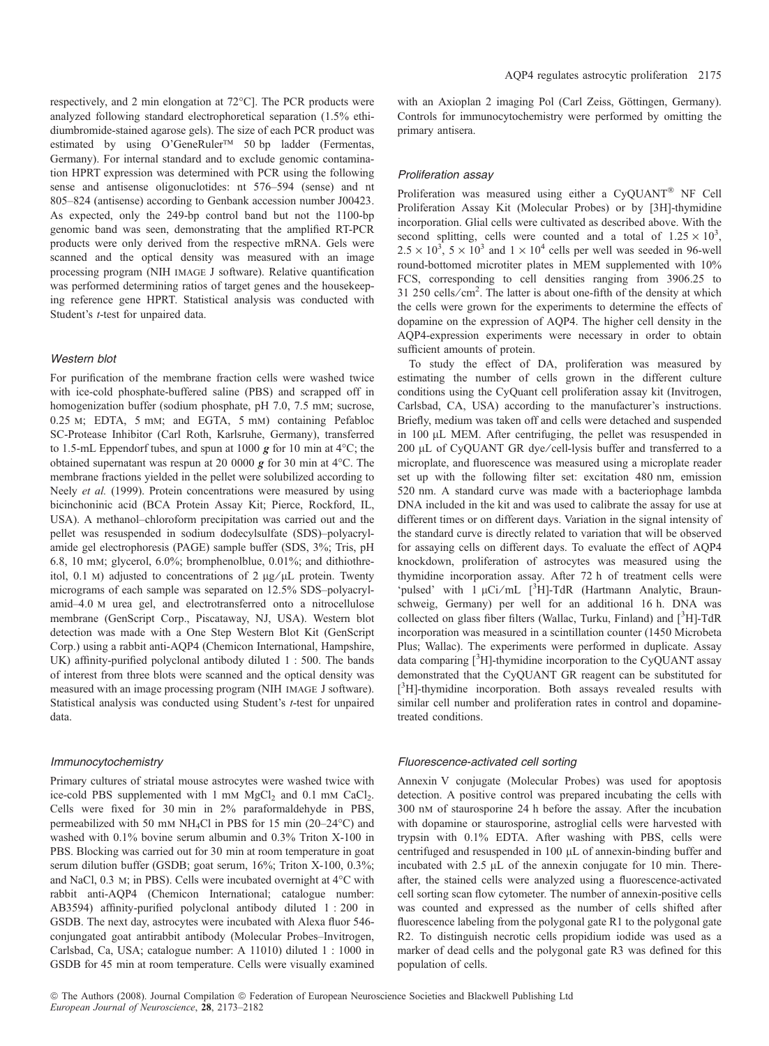respectively, and 2 min elongation at 72°C]. The PCR products were analyzed following standard electrophoretical separation (1.5% ethidiumbromide-stained agarose gels). The size of each PCR product was estimated by using O'GeneRuler™ 50 bp ladder (Fermentas, Germany). For internal standard and to exclude genomic contamination HPRT expression was determined with PCR using the following sense and antisense oligonuclotides: nt 576–594 (sense) and nt 805–824 (antisense) according to Genbank accession number J00423. As expected, only the 249-bp control band but not the 1100-bp genomic band was seen, demonstrating that the amplified RT-PCR products were only derived from the respective mRNA. Gels were scanned and the optical density was measured with an image processing program (NIH IMAGE J software). Relative quantification was performed determining ratios of target genes and the housekeeping reference gene HPRT. Statistical analysis was conducted with Student's *t*-test for unpaired data.

### *Western blot*

For purification of the membrane fraction cells were washed twice with ice-cold phosphate-buffered saline (PBS) and scrapped off in homogenization buffer (sodium phosphate, pH 7.0, 7.5 mM; sucrose, 0.25 M; EDTA, 5 mM; and EGTA, 5 mM) containing Pefabloc SC-Protease Inhibitor (Carl Roth, Karlsruhe, Germany), transferred to 1.5-mL Eppendorf tubes, and spun at 1000 ***g*** for 10 min at 4°C; the obtained supernatant was respun at 20 0000 ***g*** for 30 min at 4°C. The membrane fractions yielded in the pellet were solubilized according to Neely *et al.* (1999). Protein concentrations were measured by using bicinchoninic acid (BCA Protein Assay Kit; Pierce, Rockford, IL, USA). A methanol–chloroform precipitation was carried out and the pellet was resuspended in sodium dodecylsulfate (SDS)–polyacrylamide gel electrophoresis (PAGE) sample buffer (SDS, 3%; Tris, pH 6.8, 10 mM; glycerol, 6.0%; bromphenolblue, 0.01%; and dithiothreitol, 0.1 M) adjusted to concentrations of 2 μg/μL protein. Twenty micrograms of each sample was separated on 12.5% SDS–polyacrylamid–4.0 M urea gel, and electrotransferred onto a nitrocellulose membrane (GenScript Corp., Piscataway, NJ, USA). Western blot detection was made with a One Step Western Blot Kit (GenScript Corp.) using a rabbit anti-AQP4 (Chemicon International, Hampshire, UK) affinity-purified polyclonal antibody diluted 1 : 500. The bands of interest from three blots were scanned and the optical density was measured with an image processing program (NIH IMAGE J software). Statistical analysis was conducted using Student's *t*-test for unpaired data.

### *Immunocytochemistry*

Primary cultures of striatal mouse astrocytes were washed twice with ice-cold PBS supplemented with 1 mM $MgCl_2$ and 0.1 mM $CaCl_2$. Cells were fixed for 30 min in 2% paraformaldehyde in PBS, permeabilized with 50 mM $NH_4Cl$ in PBS for 15 min (20–24°C) and washed with 0.1% bovine serum albumin and 0.3% Triton X-100 in PBS. Blocking was carried out for 30 min at room temperature in goat serum dilution buffer (GSDB; goat serum, 16%; Triton X-100, 0.3%; and NaCl, 0.3 M; in PBS). Cells were incubated overnight at 4°C with rabbit anti-AQP4 (Chemicon International; catalogue number: AB3594) affinity-purified polyclonal antibody diluted 1 : 200 in GSDB. The next day, astrocytes were incubated with Alexa fluor 546-conjungated goat antirabbit antibody (Molecular Probes–Invitrogen, Carlsbad, Ca, USA; catalogue number: A 11010) diluted 1 : 1000 in GSDB for 45 min at room temperature. Cells were visually examined with an Axioplan 2 imaging Pol (Carl Zeiss, Göttingen, Germany). Controls for immunocytochemistry were performed by omitting the primary antisera.

### *Proliferation assay*

Proliferation was measured using either a CyQUANT® NF Cell Proliferation Assay Kit (Molecular Probes) or by [3H]-thymidine incorporation. Glial cells were cultivated as described above. With the second splitting, cells were counted and a total of $1.25 \times 10^3$, $2.5 \times 10^3$, $5 \times 10^3$ and $1 \times 10^4$ cells per well was seeded in 96-well round-bottomed microtiter plates in MEM supplemented with 10% FCS, corresponding to cell densities ranging from 3906.25 to 31 250 cells/cm$^2$. The latter is about one-fifth of the density at which the cells were grown for the experiments to determine the effects of dopamine on the expression of AQP4. The higher cell density in the AQP4-expression experiments were necessary in order to obtain sufficient amounts of protein.

To study the effect of DA, proliferation was measured by estimating the number of cells grown in the different culture conditions using the CyQuant cell proliferation assay kit (Invitrogen, Carlsbad, CA, USA) according to the manufacturer's instructions. Briefly, medium was taken off and cells were detached and suspended in 100 μL MEM. After centrifuging, the pellet was resuspended in 200 μL of CyQUANT GR dye/cell-lysis buffer and transferred to a microplate, and fluorescence was measured using a microplate reader set up with the following filter set: excitation 480 nm, emission 520 nm. A standard curve was made with a bacteriophage lambda DNA included in the kit and was used to calibrate the assay for use at different times or on different days. Variation in the signal intensity of the standard curve is directly related to variation that will be observed for assaying cells on different days. To evaluate the effect of AQP4 knockdown, proliferation of astrocytes was measured using the thymidine incorporation assay. After 72 h of treatment cells were 'pulsed' with 1 μCi/mL [$^3$H]-TdR (Hartmann Analytic, Braunschweig, Germany) per well for an additional 16 h. DNA was collected on glass fiber filters (Wallac, Turku, Finland) and [$^3$H]-TdR incorporation was measured in a scintillation counter (1450 Microbeta Plus; Wallac). The experiments were performed in duplicate. Assay data comparing [$^3$H]-thymidine incorporation to the CyQUANT assay demonstrated that the CyQUANT GR reagent can be substituted for [$^3$H]-thymidine incorporation. Both assays revealed results with similar cell number and proliferation rates in control and dopamine-treated conditions.

### *Fluorescence-activated cell sorting*

Annexin V conjugate (Molecular Probes) was used for apoptosis detection. A positive control was prepared incubating the cells with 300 nM of staurosporine 24 h before the assay. After the incubation with dopamine or staurosporine, astroglial cells were harvested with trypsin with 0.1% EDTA. After washing with PBS, cells were centrifuged and resuspended in 100 μL of annexin-binding buffer and incubated with 2.5 μL of the annexin conjugate for 10 min. Thereafter, the stained cells were analyzed using a fluorescence-activated cell sorting scan flow cytometer. The number of annexin-positive cells was counted and expressed as the number of cells shifted after fluorescence labeling from the polygonal gate R1 to the polygonal gate R2. To distinguish necrotic cells propidium iodide was used as a marker of dead cells and the polygonal gate R3 was defined for this population of cells.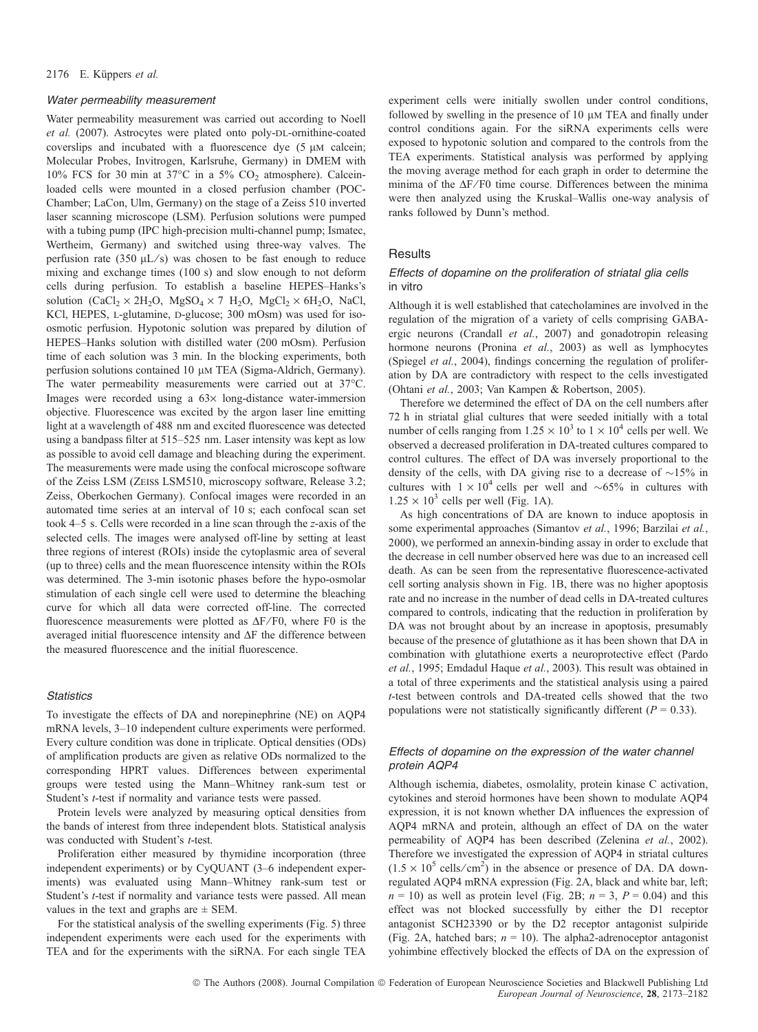### Water permeability measurement

Water permeability measurement was carried out according to Noell *et al.* (2007). Astrocytes were plated onto poly-DL-ornithine-coated coverslips and incubated with a fluorescence dye (5 μM calcein; Molecular Probes, Invitrogen, Karlsruhe, Germany) in DMEM with 10% FCS for 30 min at 37°C in a 5% $CO_2$ atmosphere). Calcein-loaded cells were mounted in a closed perfusion chamber (POC-Chamber; LaCon, Ulm, Germany) on the stage of a Zeiss 510 inverted laser scanning microscope (LSM). Perfusion solutions were pumped with a tubing pump (IPC high-precision multi-channel pump; Ismatec, Wertheim, Germany) and switched using three-way valves. The perfusion rate (350 μL/s) was chosen to be fast enough to reduce mixing and exchange times (100 s) and slow enough to not deform cells during perfusion. To establish a baseline HEPES–Hanks's solution ($CaCl_2 \times 2H_2O$, $MgSO_4 \times 7\ H_2O$, $MgCl_2 \times 6H_2O$, NaCl, KCl, HEPES, L-glutamine, D-glucose; 300 mOsm) was used for iso-osmotic perfusion. Hypotonic solution was prepared by dilution of HEPES–Hanks solution with distilled water (200 mOsm). Perfusion time of each solution was 3 min. In the blocking experiments, both perfusion solutions contained 10 μM TEA (Sigma-Aldrich, Germany). The water permeability measurements were carried out at 37°C. Images were recorded using a 63× long-distance water-immersion objective. Fluorescence was excited by the argon laser line emitting light at a wavelength of 488 nm and excited fluorescence was detected using a bandpass filter at 515–525 nm. Laser intensity was kept as low as possible to avoid cell damage and bleaching during the experiment. The measurements were made using the confocal microscope software of the Zeiss LSM (ZEISS LSM510, microscopy software, Release 3.2; Zeiss, Oberkochen Germany). Confocal images were recorded in an automated time series at an interval of 10 s; each confocal scan set took 4–5 s. Cells were recorded in a line scan through the *z*-axis of the selected cells. The images were analysed off-line by setting at least three regions of interest (ROIs) inside the cytoplasmic area of several (up to three) cells and the mean fluorescence intensity within the ROIs was determined. The 3-min isotonic phases before the hypo-osmolar stimulation of each single cell were used to determine the bleaching curve for which all data were corrected off-line. The corrected fluorescence measurements were plotted as $\Delta F/F0$, where F0 is the averaged initial fluorescence intensity and $\Delta F$ the difference between the measured fluorescence and the initial fluorescence.

### Statistics

To investigate the effects of DA and norepinephrine (NE) on AQP4 mRNA levels, 3–10 independent culture experiments were performed. Every culture condition was done in triplicate. Optical densities (ODs) of amplification products are given as relative ODs normalized to the corresponding HPRT values. Differences between experimental groups were tested using the Mann–Whitney rank-sum test or Student's *t*-test if normality and variance tests were passed.

Protein levels were analyzed by measuring optical densities from the bands of interest from three independent blots. Statistical analysis was conducted with Student's *t*-test.

Proliferation either measured by thymidine incorporation (three independent experiments) or by CyQUANT (3–6 independent experiments) was evaluated using Mann–Whitney rank-sum test or Student's *t*-test if normality and variance tests were passed. All mean values in the text and graphs are ± SEM.

For the statistical analysis of the swelling experiments (Fig. 5) three independent experiments were each used for the experiments with TEA and for the experiments with the siRNA. For each single TEA experiment cells were initially swollen under control conditions, followed by swelling in the presence of 10 μM TEA and finally under control conditions again. For the siRNA experiments cells were exposed to hypotonic solution and compared to the controls from the TEA experiments. Statistical analysis was performed by applying the moving average method for each graph in order to determine the minima of the $\Delta F/F0$ time course. Differences between the minima were then analyzed using the Kruskal–Wallis one-way analysis of ranks followed by Dunn's method.

## Results

### Effects of dopamine on the proliferation of striatal glia cells in vitro

Although it is well established that catecholamines are involved in the regulation of the migration of a variety of cells comprising GABA-ergic neurons (Crandall *et al.*, 2007) and gonadotropin releasing hormone neurons (Pronina *et al.*, 2003) as well as lymphocytes (Spiegel *et al.*, 2004), findings concerning the regulation of proliferation by DA are contradictory with respect to the cells investigated (Ohtani *et al.*, 2003; Van Kampen & Robertson, 2005).

Therefore we determined the effect of DA on the cell numbers after 72 h in striatal glial cultures that were seeded initially with a total number of cells ranging from $1.25 \times 10^3$ to $1 \times 10^4$ cells per well. We observed a decreased proliferation in DA-treated cultures compared to control cultures. The effect of DA was inversely proportional to the density of the cells, with DA giving rise to a decrease of ~15% in cultures with $1 \times 10^4$ cells per well and ~65% in cultures with $1.25 \times 10^3$ cells per well (Fig. 1A).

As high concentrations of DA are known to induce apoptosis in some experimental approaches (Simantov *et al.*, 1996; Barzilai *et al.*, 2000), we performed an annexin-binding assay in order to exclude that the decrease in cell number observed here was due to an increased cell death. As can be seen from the representative fluorescence-activated cell sorting analysis shown in Fig. 1B, there was no higher apoptosis rate and no increase in the number of dead cells in DA-treated cultures compared to controls, indicating that the reduction in proliferation by DA was not brought about by an increase in apoptosis, presumably because of the presence of glutathione as it has been shown that DA in combination with glutathione exerts a neuroprotective effect (Pardo *et al.*, 1995; Emdadul Haque *et al.*, 2003). This result was obtained in a total of three experiments and the statistical analysis using a paired *t*-test between controls and DA-treated cells showed that the two populations were not statistically significantly different ($P = 0.33$).

### Effects of dopamine on the expression of the water channel protein AQP4

Although ischemia, diabetes, osmolality, protein kinase C activation, cytokines and steroid hormones have been shown to modulate AQP4 expression, it is not known whether DA influences the expression of AQP4 mRNA and protein, although an effect of DA on the water permeability of AQP4 has been described (Zelenina *et al.*, 2002). Therefore we investigated the expression of AQP4 in striatal cultures ($1.5 \times 10^5$ cells/cm$^2$) in the absence or presence of DA. DA down-regulated AQP4 mRNA expression (Fig. 2A, black and white bar, left; $n = 10$) as well as protein level (Fig. 2B; $n = 3$, $P = 0.04$) and this effect was not blocked successfully by either the D1 receptor antagonist SCH23390 or by the D2 receptor antagonist sulpiride (Fig. 2A, hatched bars; $n = 10$). The alpha2-adrenoceptor antagonist yohimbine effectively blocked the effects of DA on the expression of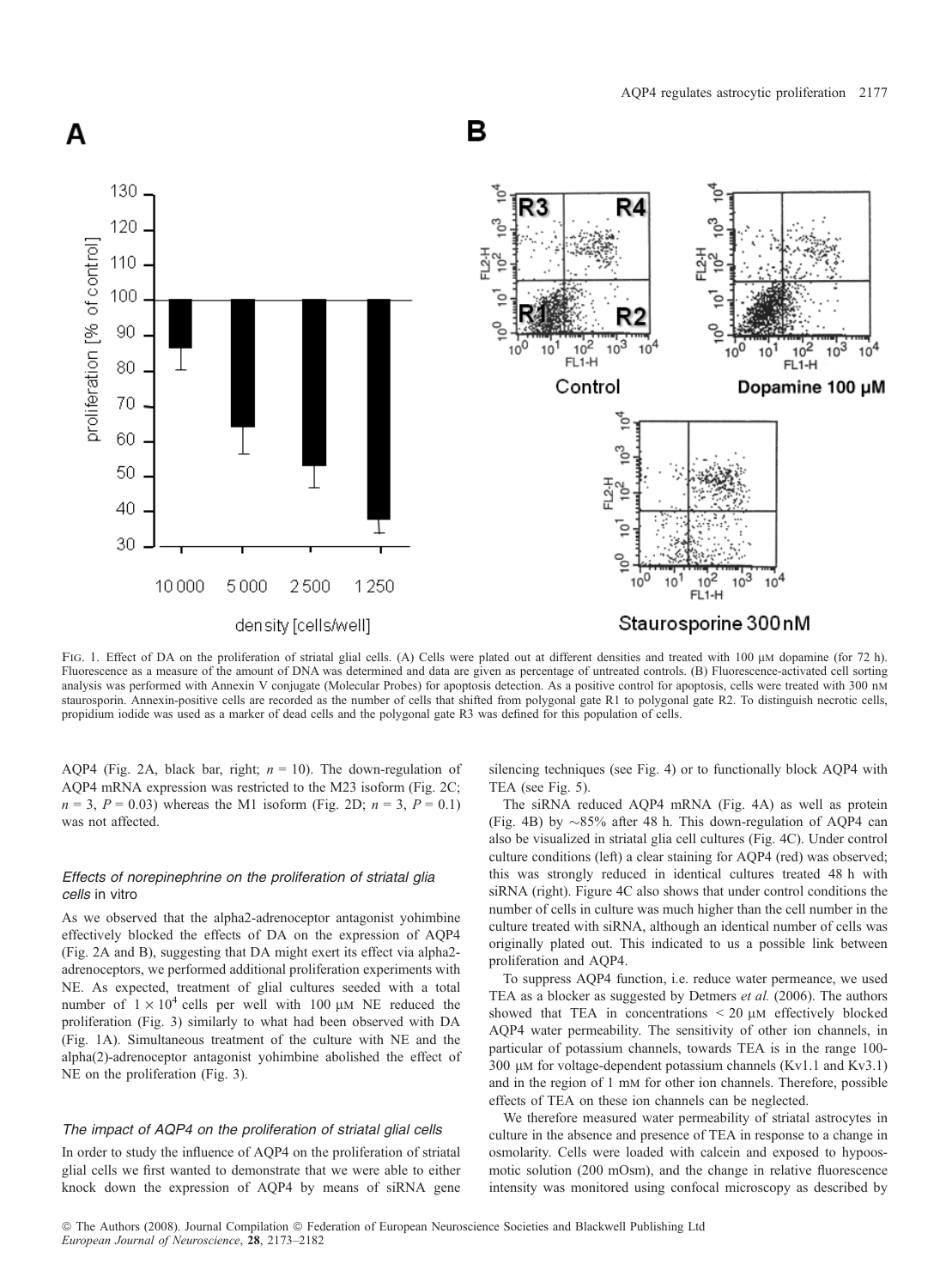Fig. 1. Effect of DA on the proliferation of striatal glial cells. (A) Cells were plated out at different densities and treated with 100 μM dopamine (for 72 h). Fluorescence as a measure of the amount of DNA was determined and data are given as percentage of untreated controls. (B) Fluorescence-activated cell sorting analysis was performed with Annexin V conjugate (Molecular Probes) for apoptosis detection. As a positive control for apoptosis, cells were treated with 300 nM staurosporin. Annexin-positive cells are recorded as the number of cells that shifted from polygonal gate R1 to polygonal gate R2. To distinguish necrotic cells, propidium iodide was used as a marker of dead cells and the polygonal gate R3 was defined for this population of cells.

AQP4 (Fig. 2A, black bar, right; $n = 10$). The down-regulation of AQP4 mRNA expression was restricted to the M23 isoform (Fig. 2C; $n = 3$, $P = 0.03$) whereas the M1 isoform (Fig. 2D; $n = 3$, $P = 0.1$) was not affected.

### *Effects of norepinephrine on the proliferation of striatal glia cells* in vitro

As we observed that the alpha2-adrenoceptor antagonist yohimbine effectively blocked the effects of DA on the expression of AQP4 (Fig. 2A and B), suggesting that DA might exert its effect via alpha2-adrenoceptors, we performed additional proliferation experiments with NE. As expected, treatment of glial cultures seeded with a total number of $1 \times 10^4$ cells per well with 100 μM NE reduced the proliferation (Fig. 3) similarly to what had been observed with DA (Fig. 1A). Simultaneous treatment of the culture with NE and the alpha(2)-adrenoceptor antagonist yohimbine abolished the effect of NE on the proliferation (Fig. 3).

### *The impact of AQP4 on the proliferation of striatal glial cells*

In order to study the influence of AQP4 on the proliferation of striatal glial cells we first wanted to demonstrate that we were able to either knock down the expression of AQP4 by means of siRNA gene silencing techniques (see Fig. 4) or to functionally block AQP4 with TEA (see Fig. 5).

The siRNA reduced AQP4 mRNA (Fig. 4A) as well as protein (Fig. 4B) by ~85% after 48 h. This down-regulation of AQP4 can also be visualized in striatal glia cell cultures (Fig. 4C). Under control culture conditions (left) a clear staining for AQP4 (red) was observed; this was strongly reduced in identical cultures treated 48 h with siRNA (right). Figure 4C also shows that under control conditions the number of cells in culture was much higher than the cell number in the culture treated with siRNA, although an identical number of cells was originally plated out. This indicated to us a possible link between proliferation and AQP4.

To suppress AQP4 function, i.e. reduce water permeance, we used TEA as a blocker as suggested by Detmers *et al.* (2006). The authors showed that TEA in concentrations < 20 μM effectively blocked AQP4 water permeability. The sensitivity of other ion channels, in particular of potassium channels, towards TEA is in the range 100-300 μM for voltage-dependent potassium channels (Kv1.1 and Kv3.1) and in the region of 1 mM for other ion channels. Therefore, possible effects of TEA on these ion channels can be neglected.

We therefore measured water permeability of striatal astrocytes in culture in the absence and presence of TEA in response to a change in osmolarity. Cells were loaded with calcein and exposed to hypoosmotic solution (200 mOsm), and the change in relative fluorescence intensity was monitored using confocal microscopy as described by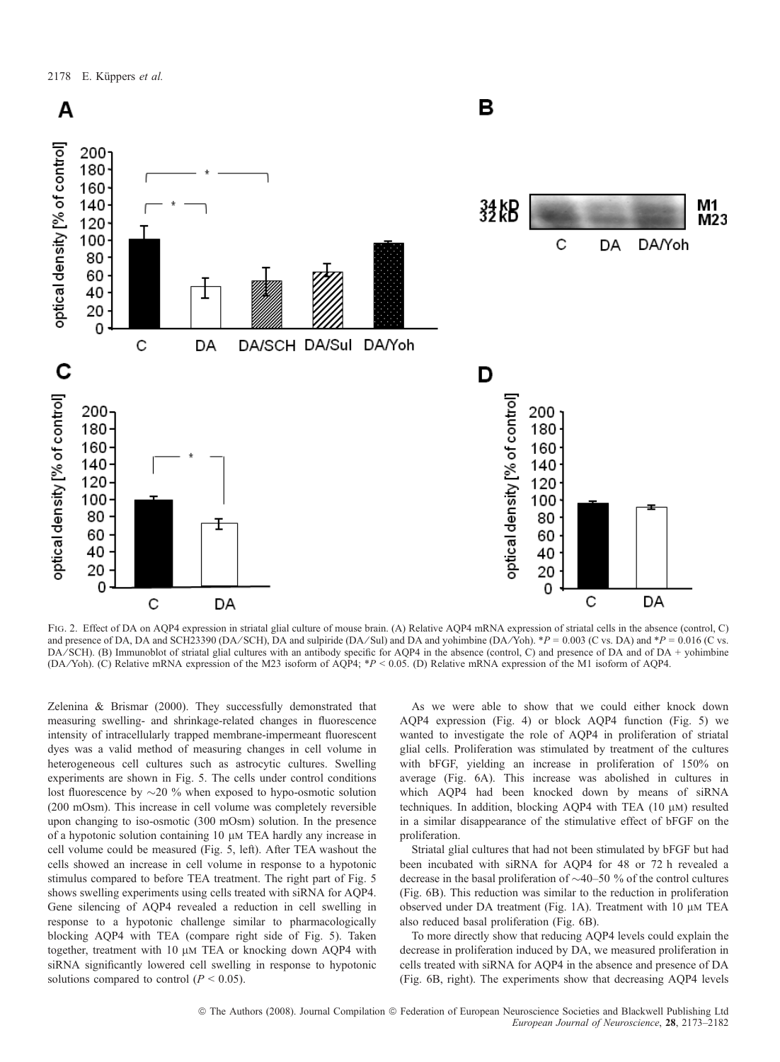FIG. 2. Effect of DA on AQP4 expression in striatal glial culture of mouse brain. (A) Relative AQP4 mRNA expression of striatal cells in the absence (control, C) and presence of DA, DA and SCH23390 (DA/SCH), DA and sulpiride (DA/Sul) and DA and yohimbine (DA/Yoh). *$P = 0.003$ (C vs. DA) and *$P = 0.016$ (C vs. DA/SCH). (B) Immunoblot of striatal glial cultures with an antibody specific for AQP4 in the absence (control, C) and presence of DA and of DA + yohimbine (DA/Yoh). (C) Relative mRNA expression of the M23 isoform of AQP4; *$P < 0.05$. (D) Relative mRNA expression of the M1 isoform of AQP4.

Zelenina & Brismar (2000). They successfully demonstrated that measuring swelling- and shrinkage-related changes in fluorescence intensity of intracellularly trapped membrane-impermeant fluorescent dyes was a valid method of measuring changes in cell volume in heterogeneous cell cultures such as astrocytic cultures. Swelling experiments are shown in Fig. 5. The cells under control conditions lost fluorescence by ~20 % when exposed to hypo-osmotic solution (200 mOsm). This increase in cell volume was completely reversible upon changing to iso-osmotic (300 mOsm) solution. In the presence of a hypotonic solution containing 10 μM TEA hardly any increase in cell volume could be measured (Fig. 5, left). After TEA washout the cells showed an increase in cell volume in response to a hypotonic stimulus compared to before TEA treatment. The right part of Fig. 5 shows swelling experiments using cells treated with siRNA for AQP4. Gene silencing of AQP4 revealed a reduction in cell swelling in response to a hypotonic challenge similar to pharmacologically blocking AQP4 with TEA (compare right side of Fig. 5). Taken together, treatment with 10 μM TEA or knocking down AQP4 with siRNA significantly lowered cell swelling in response to hypotonic solutions compared to control ($P < 0.05$).

As we were able to show that we could either knock down AQP4 expression (Fig. 4) or block AQP4 function (Fig. 5) we wanted to investigate the role of AQP4 in proliferation of striatal glial cells. Proliferation was stimulated by treatment of the cultures with bFGF, yielding an increase in proliferation of 150% on average (Fig. 6A). This increase was abolished in cultures in which AQP4 had been knocked down by means of siRNA techniques. In addition, blocking AQP4 with TEA (10 μM) resulted in a similar disappearance of the stimulative effect of bFGF on the proliferation.

Striatal glial cultures that had not been stimulated by bFGF but had been incubated with siRNA for AQP4 for 48 or 72 h revealed a decrease in the basal proliferation of ~40–50 % of the control cultures (Fig. 6B). This reduction was similar to the reduction in proliferation observed under DA treatment (Fig. 1A). Treatment with 10 μM TEA also reduced basal proliferation (Fig. 6B).

To more directly show that reducing AQP4 levels could explain the decrease in proliferation induced by DA, we measured proliferation in cells treated with siRNA for AQP4 in the absence and presence of DA (Fig. 6B, right). The experiments show that decreasing AQP4 levels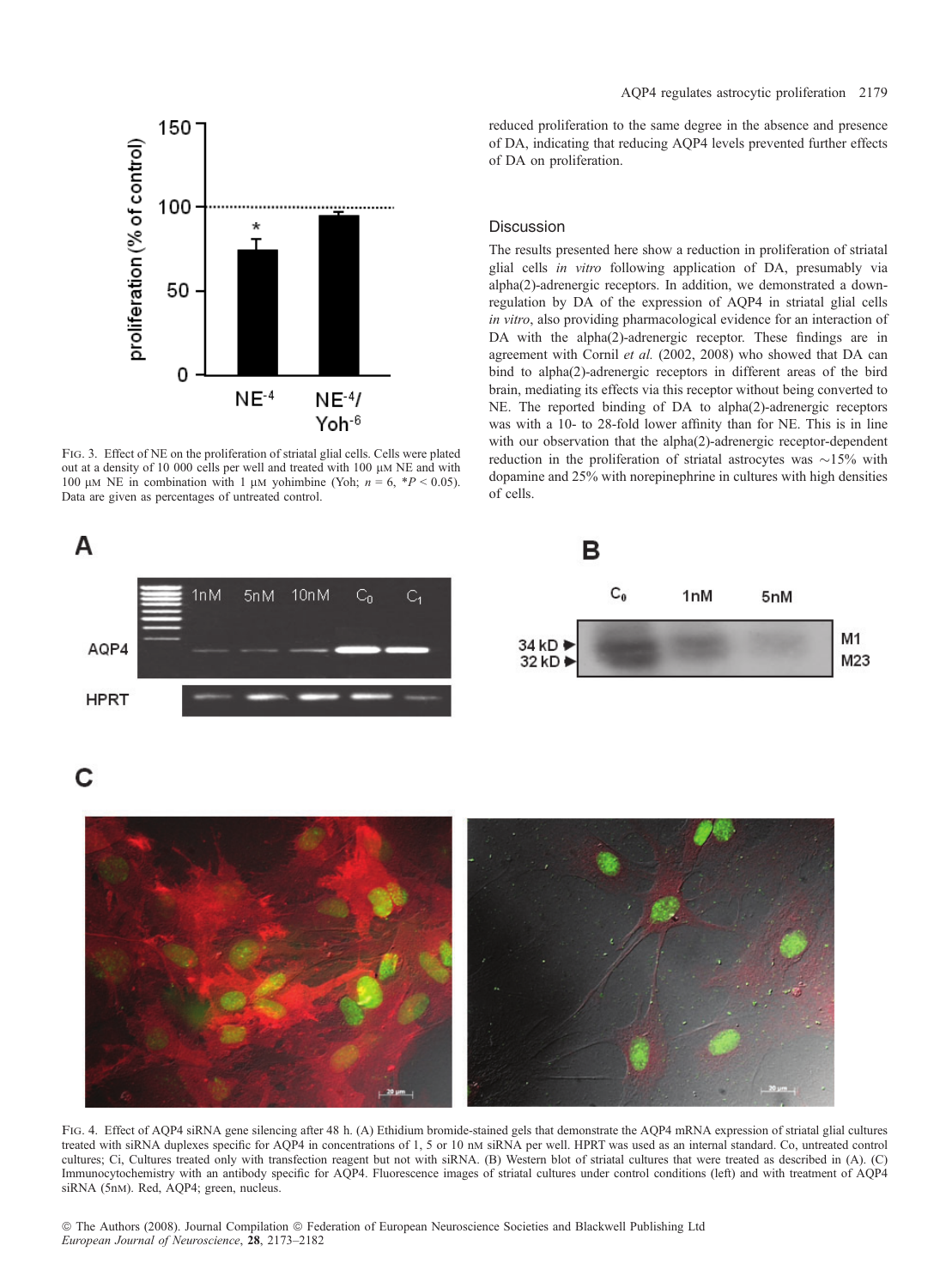FIG. 3. Effect of NE on the proliferation of striatal glial cells. Cells were plated out at a density of 10 000 cells per well and treated with 100 μM NE and with 100 μM NE in combination with 1 μM yohimbine (Yoh; $n = 6$, $^{*}P < 0.05$). Data are given as percentages of untreated control.

reduced proliferation to the same degree in the absence and presence of DA, indicating that reducing AQP4 levels prevented further effects of DA on proliferation.

## Discussion

The results presented here show a reduction in proliferation of striatal glial cells *in vitro* following application of DA, presumably via alpha(2)-adrenergic receptors. In addition, we demonstrated a down-regulation by DA of the expression of AQP4 in striatal glial cells *in vitro*, also providing pharmacological evidence for an interaction of DA with the alpha(2)-adrenergic receptor. These findings are in agreement with Cornil *et al.* (2002, 2008) who showed that DA can bind to alpha(2)-adrenergic receptors in different areas of the bird brain, mediating its effects via this receptor without being converted to NE. The reported binding of DA to alpha(2)-adrenergic receptors was with a 10- to 28-fold lower affinity than for NE. This is in line with our observation that the alpha(2)-adrenergic receptor-dependent reduction in the proliferation of striatal astrocytes was ~15% with dopamine and 25% with norepinephrine in cultures with high densities of cells.

FIG. 4. Effect of AQP4 siRNA gene silencing after 48 h. (A) Ethidium bromide-stained gels that demonstrate the AQP4 mRNA expression of striatal glial cultures treated with siRNA duplexes specific for AQP4 in concentrations of 1, 5 or 10 nM siRNA per well. HPRT was used as an internal standard. Co, untreated control cultures; Ci, Cultures treated only with transfection reagent but not with siRNA. (B) Western blot of striatal cultures that were treated as described in (A). (C) Immunocytochemistry with an antibody specific for AQP4. Fluorescence images of striatal cultures under control conditions (left) and with treatment of AQP4 siRNA (5nM). Red, AQP4; green, nucleus.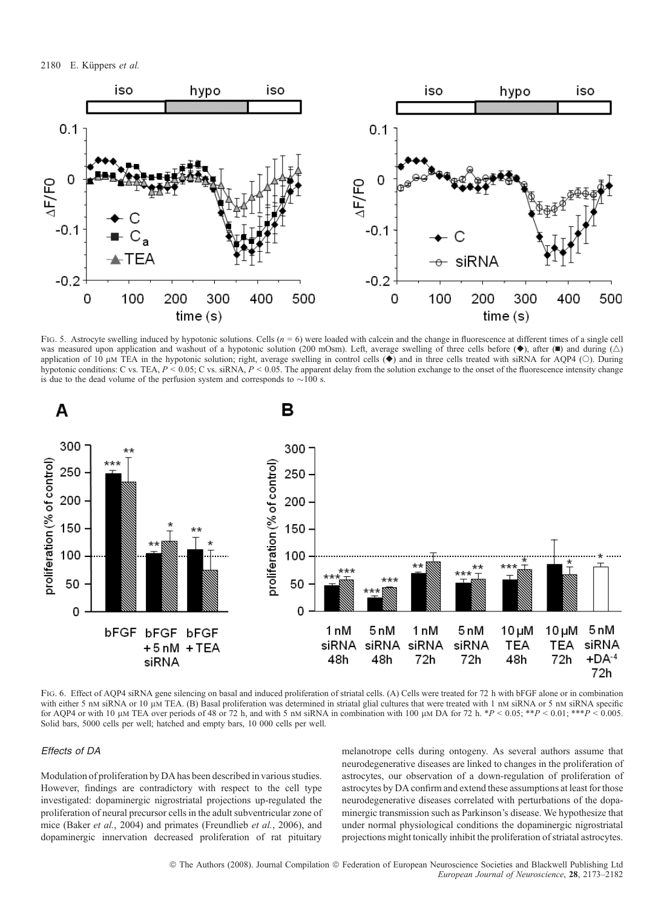FIG. 5. Astrocyte swelling induced by hypotonic solutions. Cells ($n = 6$) were loaded with calcein and the change in fluorescence at different times of a single cell was measured upon application and washout of a hypotonic solution (200 mOsm). Left, average swelling of three cells before (◆), after (■) and during (△) application of 10 μM TEA in the hypotonic solution; right, average swelling in control cells (◆) and in three cells treated with siRNA for AQP4 (○). During hypotonic conditions: C vs. TEA, $P < 0.05$; C vs. siRNA, $P < 0.05$. The apparent delay from the solution exchange to the onset of the fluorescence intensity change is due to the dead volume of the perfusion system and corresponds to ∼100 s.

FIG. 6. Effect of AQP4 siRNA gene silencing on basal and induced proliferation of striatal cells. (A) Cells were treated for 72 h with bFGF alone or in combination with either 5 nM siRNA or 10 μM TEA. (B) Basal proliferation was determined in striatal glial cultures that were treated with 1 nM siRNA or 5 nM siRNA specific for AQP4 or with 10 μM TEA over periods of 48 or 72 h, and with 5 nM siRNA in combination with 100 μM DA for 72 h. *$P < 0.05$; **$P < 0.01$; ***$P < 0.005$. Solid bars, 5000 cells per well; hatched and empty bars, 10 000 cells per well.

### Effects of DA

Modulation of proliferation by DA has been described in various studies. However, findings are contradictory with respect to the cell type investigated: dopaminergic nigrostriatal projections up-regulated the proliferation of neural precursor cells in the adult subventricular zone of mice (Baker *et al.*, 2004) and primates (Freundlieb *et al.*, 2006), and dopaminergic innervation decreased proliferation of rat pituitary melanotrope cells during ontogeny. As several authors assume that neurodegenerative diseases are linked to changes in the proliferation of astrocytes, our observation of a down-regulation of proliferation of astrocytes by DA confirm and extend these assumptions at least for those neurodegenerative diseases correlated with perturbations of the dopaminergic transmission such as Parkinson's disease. We hypothesize that under normal physiological conditions the dopaminergic nigrostriatal projections might tonically inhibit the proliferation of striatal astrocytes.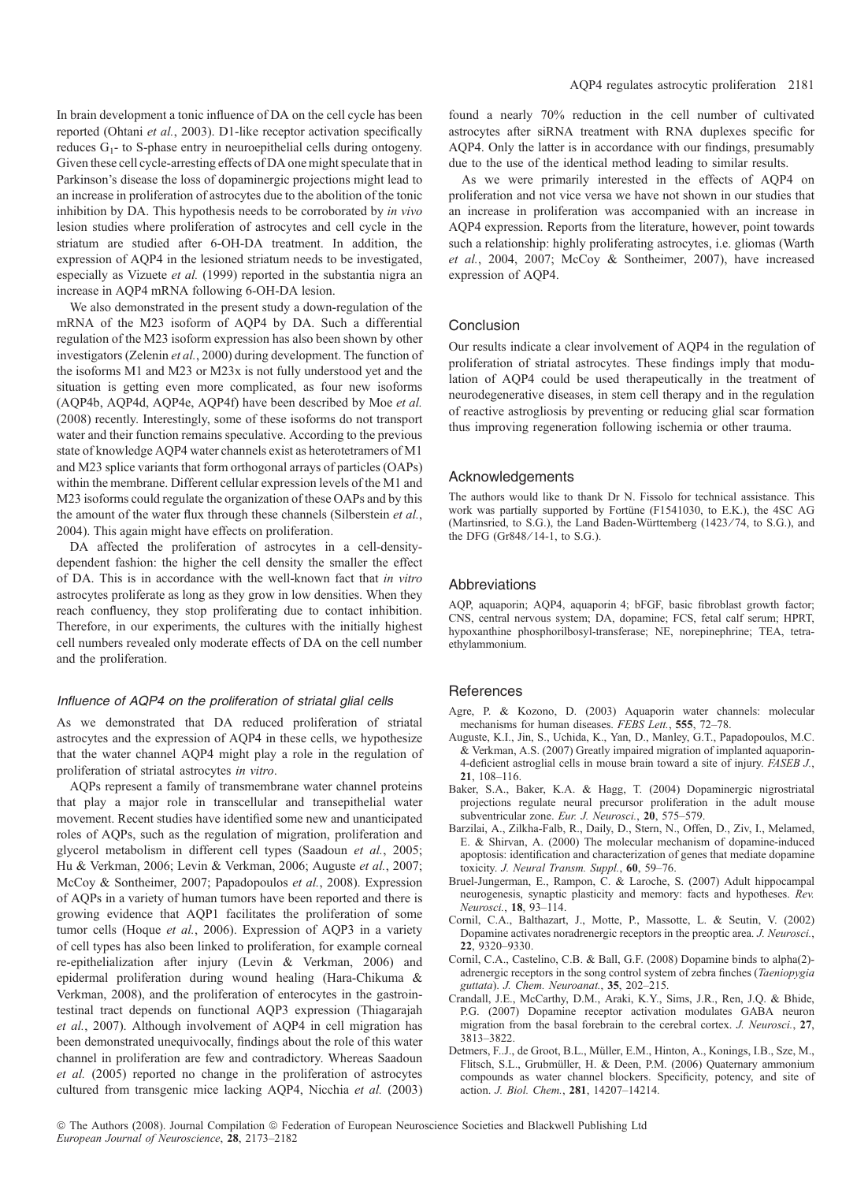In brain development a tonic influence of DA on the cell cycle has been reported (Ohtani *et al.*, 2003). D1-like receptor activation specifically reduces $G_1$- to S-phase entry in neuroepithelial cells during ontogeny. Given these cell cycle-arresting effects of DA one might speculate that in Parkinson's disease the loss of dopaminergic projections might lead to an increase in proliferation of astrocytes due to the abolition of the tonic inhibition by DA. This hypothesis needs to be corroborated by *in vivo* lesion studies where proliferation of astrocytes and cell cycle in the striatum are studied after 6-OH-DA treatment. In addition, the expression of AQP4 in the lesioned striatum needs to be investigated, especially as Vizuete *et al.* (1999) reported in the substantia nigra an increase in AQP4 mRNA following 6-OH-DA lesion.

We also demonstrated in the present study a down-regulation of the mRNA of the M23 isoform of AQP4 by DA. Such a differential regulation of the M23 isoform expression has also been shown by other investigators (Zelenin *et al.*, 2000) during development. The function of the isoforms M1 and M23 or M23x is not fully understood yet and the situation is getting even more complicated, as four new isoforms (AQP4b, AQP4d, AQP4e, AQP4f) have been described by Moe *et al.* (2008) recently. Interestingly, some of these isoforms do not transport water and their function remains speculative. According to the previous state of knowledge AQP4 water channels exist as heterotetramers of M1 and M23 splice variants that form orthogonal arrays of particles (OAPs) within the membrane. Different cellular expression levels of the M1 and M23 isoforms could regulate the organization of these OAPs and by this the amount of the water flux through these channels (Silberstein *et al.*, 2004). This again might have effects on proliferation.

DA affected the proliferation of astrocytes in a cell-density-dependent fashion: the higher the cell density the smaller the effect of DA. This is in accordance with the well-known fact that *in vitro* astrocytes proliferate as long as they grow in low densities. When they reach confluency, they stop proliferating due to contact inhibition. Therefore, in our experiments, the cultures with the initially highest cell numbers revealed only moderate effects of DA on the cell number and the proliferation.

### *Influence of AQP4 on the proliferation of striatal glial cells*

As we demonstrated that DA reduced proliferation of striatal astrocytes and the expression of AQP4 in these cells, we hypothesize that the water channel AQP4 might play a role in the regulation of proliferation of striatal astrocytes *in vitro*.

AQPs represent a family of transmembrane water channel proteins that play a major role in transcellular and transepithelial water movement. Recent studies have identified some new and unanticipated roles of AQPs, such as the regulation of migration, proliferation and glycerol metabolism in different cell types (Saadoun *et al.*, 2005; Hu & Verkman, 2006; Levin & Verkman, 2006; Auguste *et al.*, 2007; McCoy & Sontheimer, 2007; Papadopoulos *et al.*, 2008). Expression of AQPs in a variety of human tumors have been reported and there is growing evidence that AQP1 facilitates the proliferation of some tumor cells (Hoque *et al.*, 2006). Expression of AQP3 in a variety of cell types has also been linked to proliferation, for example corneal re-epithelialization after injury (Levin & Verkman, 2006) and epidermal proliferation during wound healing (Hara-Chikuma & Verkman, 2008), and the proliferation of enterocytes in the gastrointestinal tract depends on functional AQP3 expression (Thiagarajah *et al.*, 2007). Although involvement of AQP4 in cell migration has been demonstrated unequivocally, findings about the role of this water channel in proliferation are few and contradictory. Whereas Saadoun *et al.* (2005) reported no change in the proliferation of astrocytes cultured from transgenic mice lacking AQP4, Nicchia *et al.* (2003) found a nearly 70% reduction in the cell number of cultivated astrocytes after siRNA treatment with RNA duplexes specific for AQP4. Only the latter is in accordance with our findings, presumably due to the use of the identical method leading to similar results.

As we were primarily interested in the effects of AQP4 on proliferation and not vice versa we have not shown in our studies that an increase in proliferation was accompanied with an increase in AQP4 expression. Reports from the literature, however, point towards such a relationship: highly proliferating astrocytes, i.e. gliomas (Warth *et al.*, 2004, 2007; McCoy & Sontheimer, 2007), have increased expression of AQP4.

## Conclusion

Our results indicate a clear involvement of AQP4 in the regulation of proliferation of striatal astrocytes. These findings imply that modulation of AQP4 could be used therapeutically in the treatment of neurodegenerative diseases, in stem cell therapy and in the regulation of reactive astrogliosis by preventing or reducing glial scar formation thus improving regeneration following ischemia or other trauma.

## Acknowledgements

The authors would like to thank Dr N. Fissolo for technical assistance. This work was partially supported by Fortüne (F1541030, to E.K.), the 4SC AG (Martinsried, to S.G.), the Land Baden-Württemberg (1423/74, to S.G.), and the DFG (Gr848/14-1, to S.G.).

## Abbreviations

AQP, aquaporin; AQP4, aquaporin 4; bFGF, basic fibroblast growth factor; CNS, central nervous system; DA, dopamine; FCS, fetal calf serum; HPRT, hypoxanthine phosphorilbosyl-transferase; NE, norepinephrine; TEA, tetraethylammonium.

## References

Agre, P. & Kozono, D. (2003) Aquaporin water channels: molecular mechanisms for human diseases. *FEBS Lett.*, **555**, 72–78.

Auguste, K.I., Jin, S., Uchida, K., Yan, D., Manley, G.T., Papadopoulos, M.C. & Verkman, A.S. (2007) Greatly impaired migration of implanted aquaporin-4-deficient astroglial cells in mouse brain toward a site of injury. *FASEB J.*, **21**, 108–116.

Baker, S.A., Baker, K.A. & Hagg, T. (2004) Dopaminergic nigrostriatal projections regulate neural precursor proliferation in the adult mouse subventricular zone. *Eur. J. Neurosci.*, **20**, 575–579.

Barzilai, A., Zilkha-Falb, R., Daily, D., Stern, N., Offen, D., Ziv, I., Melamed, E. & Shirvan, A. (2000) The molecular mechanism of dopamine-induced apoptosis: identification and characterization of genes that mediate dopamine toxicity. *J. Neural Transm. Suppl.*, **60**, 59–76.

Bruel-Jungerman, E., Rampon, C. & Laroche, S. (2007) Adult hippocampal neurogenesis, synaptic plasticity and memory: facts and hypotheses. *Rev. Neurosci.*, **18**, 93–114.

Cornil, C.A., Balthazart, J., Motte, P., Massotte, L. & Seutin, V. (2002) Dopamine activates noradrenergic receptors in the preoptic area. *J. Neurosci.*, **22**, 9320–9330.

Cornil, C.A., Castelino, C.B. & Ball, G.F. (2008) Dopamine binds to alpha(2)-adrenergic receptors in the song control system of zebra finches (*Taeniopygia guttata*). *J. Chem. Neuroanat.*, **35**, 202–215.

Crandall, J.E., McCarthy, D.M., Araki, K.Y., Sims, J.R., Ren, J.Q. & Bhide, P.G. (2007) Dopamine receptor activation modulates GABA neuron migration from the basal forebrain to the cerebral cortex. *J. Neurosci.*, **27**, 3813–3822.

Detmers, F.J., de Groot, B.L., Müller, E.M., Hinton, A., Konings, I.B., Sze, M., Flitsch, S.L., Grubmüller, H. & Deen, P.M. (2006) Quaternary ammonium compounds as water channel blockers. Specificity, potency, and site of action. *J. Biol. Chem.*, **281**, 14207–14214.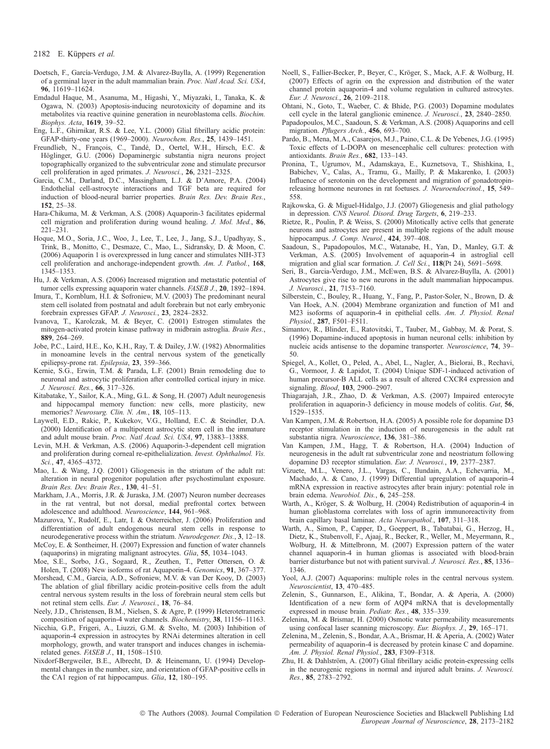Doetsch, F., García-Verdugo, J.M. & Alvarez-Buylla, A. (1999) Regeneration of a germinal layer in the adult mammalian brain. *Proc. Natl Acad. Sci. USA*, **96**, 11619–11624.

Emdadul Haque, M., Asanuma, M., Higashi, Y., Miyazaki, I., Tanaka, K. & Ogawa, N. (2003) Apoptosis-inducing neurotoxicity of dopamine and its metabolites via reactive quinine generation in neuroblastoma cells. *Biochim. Biophys. Acta*, **1619**, 39–52.

Eng, L.F., Ghirnikar, R.S. & Lee, Y.L. (2000) Glial fibrillary acidic protein: GFAP-thirty-one years (1969–2000). *Neurochem. Res.*, **25**, 1439–1451.

Freundlieb, N., François, C., Tandé, D., Oertel, W.H., Hirsch, E.C. & Höglinger, G.U. (2006) Dopaminergic substantia nigra neurons project topographically organized to the subventricular zone and stimulate precursor cell proliferation in aged primates. *J. Neurosci.*, **26**, 2321–2325.

Garcia, C.M., Darland, D.C., Massingham, L.J. & D'Amore, P.A. (2004) Endothelial cell-astrocyte interactions and TGF beta are required for induction of blood-neural barrier properties. *Brain Res. Dev. Brain Res.*, **152**, 25–38.

Hara-Chikuma, M. & Verkman, A.S. (2008) Aquaporin-3 facilitates epidermal cell migration and proliferation during wound healing. *J. Mol. Med.*, **86**, 221–231.

Hoque, M.O., Soria, J.C., Woo, J., Lee, T., Lee, J., Jang, S.J., Upadhyay, S., Trink, B., Monitto, C., Desmaze, C., Mao, L., Sidransky, D. & Moon, C. (2006) Aquaporin 1 is overexpressed in lung cancer and stimulates NIH-3T3 cell proliferation and anchorage-independent growth. *Am. J. Pathol.*, **168**, 1345–1353.

Hu, J. & Verkman, A.S. (2006) Increased migration and metastatic potential of tumor cells expressing aquaporin water channels. *FASEB J.*, **20**, 1892–1894.

Imura, T., Kornblum, H.I. & Sofroniew, M.V. (2003) The predominant neural stem cell isolated from postnatal and adult forebrain but not early embryonic forebrain expresses GFAP. *J. Neurosci.*, **23**, 2824–2832.

Ivanova, T., Karolczak, M. & Beyer, C. (2001) Estrogen stimulates the mitogen-activated protein kinase pathway in midbrain astroglia. *Brain Res.*, **889**, 264–269.

Jobe, P.C., Laird, H.E., Ko, K.H., Ray, T. & Dailey, J.W. (1982) Abnormalities in monoamine levels in the central nervous system of the genetically epiliepsy-prone rat. *Epilepsia*, **23**, 359–366.

Kernie, S.G., Erwin, T.M. & Parada, L.F. (2001) Brain remodeling due to neuronal and astrocytic proliferation after controlled cortical injury in mice. *J. Neurosci. Res.*, **66**, 317–326.

Kitabatake, Y., Sailor, K.A., Ming, G.L. & Song, H. (2007) Adult neurogenesis and hippocampal memory function: new cells, more plasticity, new memories? *Neurosurg. Clin. N. Am.*, **18**, 105–113.

Laywell, E.D., Rakic, P., Kukekov, V.G., Holland, E.C. & Steindler, D.A. (2000) Identification of a multipotent astrocytic stem cell in the immature and adult mouse brain. *Proc. Natl Acad. Sci. USA*, **97**, 13883–13888.

Levin, M.H. & Verkman, A.S. (2006) Aquaporin-3-dependent cell migration and proliferation during corneal re-epithelialization. *Invest. Ophthalmol. Vis. Sci.*, **47**, 4365–4372.

Mao, L. & Wang, J.Q. (2001) Gliogenesis in the striatum of the adult rat: alteration in neural progenitor population after psychostimulant exposure. *Brain Res. Dev. Brain Res.*, **130**, 41–51.

Markham, J.A., Morris, J.R. & Juraska, J.M. (2007) Neuron number decreases in the rat ventral, but not dorsal, medial prefrontal cortex between adolescence and adulthood. *Neuroscience*, **144**, 961–968.

Mazurova, Y., Rudolf, E., Latr, I. & Osterreicher, J. (2006) Proliferation and differentiation of adult endogenous neural stem cells in response to neurodegenerative process within the striatum. *Neurodegener. Dis.*, **3**, 12–18.

McCoy, E. & Sontheimer, H. (2007) Expression and function of water channels (aquaporins) in migrating malignant astrocytes. *Glia*, **55**, 1034–1043.

Moe, S.E., Sorbo, J.G., Sogaard, R., Zeuthen, T., Petter Ottersen, O. & Holen, T. (2008) New isoforms of rat Aquaporin-4. *Genomics*, **91**, 367–377.

Morshead, C.M., Garcia, A.D., Sofroniew, M.V. & van Der Kooy, D. (2003) The ablation of glial fibrillary acidic protein-positive cells from the adult central nervous system results in the loss of forebrain neural stem cells but not retinal stem cells. *Eur. J. Neurosci.*, **18**, 76–84.

Neely, J.D., Christensen, B.M., Nielsen, S. & Agre, P. (1999) Heterotetrameric composition of aquaporin-4 water channels. *Biochemistry*, **38**, 11156–11163.

Nicchia, G.P., Frigeri, A., Liuzzi, G.M. & Svelto, M. (2003) Inhibition of aquaporin-4 expression in astrocytes by RNAi determines alteration in cell morphology, growth, and water transport and induces changes in ischemia-related genes. *FASEB J.*, **11**, 1508–1510.

Nixdorf-Bergweiler, B.E., Albrecht, D. & Heinemann, U. (1994) Developmental changes in the number, size, and orientation of GFAP-positive cells in the CA1 region of rat hippocampus. *Glia*, **12**, 180–195.

Noell, S., Fallier-Becker, P., Beyer, C., Kröger, S., Mack, A.F. & Wolburg, H. (2007) Effects of agrin on the expression and distribution of the water channel protein aquaporin-4 and volume regulation in cultured astrocytes. *Eur. J. Neurosci.*, **26**, 2109–2118.

Ohtani, N., Goto, T., Waeber, C. & Bhide, P.G. (2003) Dopamine modulates cell cycle in the lateral ganglionic eminence. *J. Neurosci.*, **23**, 2840–2850.

Papadopoulos, M.C., Saadoun, S. & Verkman, A.S. (2008) Aquaporins and cell migration. *Pflugers Arch.*, **456**, 693–700.

Pardo, B., Mena, M.A., Casarejos, M.J., Paino, C.L. & De Yebenes, J.G. (1995) Toxic effects of L-DOPA on mesencephalic cell cultures: protection with antioxidants. *Brain Res.*, **682**, 133–143.

Pronina, T., Ugrumov, M., Adamskaya, E., Kuznetsova, T., Shishkina, I., Babichev, V., Calas, A., Tramu, G., Mailly, P. & Makarenko, I. (2003) Influence of serotonin on the development and migration of gonadotropin-releasing hormone neurones in rat foetuses. *J. Neuroendocrinol.*, **15**, 549–558.

Rajkowska, G. & Miguel-Hidalgo, J.J. (2007) Gliogenesis and glial pathology in depression. *CNS Neurol. Disord. Drug Targets*, **6**, 219–233.

Rietze, R., Poulin, P. & Weiss, S. (2000) Mitotically active cells that generate neurons and astrocytes are present in multiple regions of the adult mouse hippocampus. *J. Comp. Neurol.*, **424**, 397–408.

Saadoun, S., Papadopoulos, M.C., Watanabe, H., Yan, D., Manley, G.T. & Verkman, A.S. (2005) Involvement of aquaporin-4 in astroglial cell migration and glial scar formation. *J. Cell Sci.*, **118**(Pt 24), 5691–5698.

Seri, B., Garcia-Verdugo, J.M., McEwen, B.S. & Alvarez-Buylla, A. (2001) Astrocytes give rise to new neurons in the adult mammalian hippocampus. *J. Neurosci.*, **21**, 7153–7160.

Silberstein, C., Bouley, R., Huang, Y., Fang, P., Pastor-Soler, N., Brown, D. & Van Hoek, A.N. (2004) Membrane organization and function of M1 and M23 isoforms of aquaporin-4 in epithelial cells. *Am. J. Physiol. Renal Physiol.*, **287**, F501–F511.

Simantov, R., Blinder, E., Ratovitski, T., Tauber, M., Gabbay, M. & Porat, S. (1996) Dopamine-induced apoptosis in human neuronal cells: inhibition by nucleic acids antisense to the dopamine transporter. *Neuroscience*, **74**, 39–50.

Spiegel, A., Kollet, O., Peled, A., Abel, L., Nagler, A., Bielorai, B., Rechavi, G., Vormoor, J. & Lapidot, T. (2004) Unique SDF-1-induced activation of human precursor-B ALL cells as a result of altered CXCR4 expression and signaling. *Blood*, **103**, 2900–2907.

Thiagarajah, J.R., Zhao, D. & Verkman, A.S. (2007) Impaired enterocyte proliferation in aquaporin-3 deficiency in mouse models of colitis. *Gut*, **56**, 1529–1535.

Van Kampen, J.M. & Robertson, H.A. (2005) A possible role for dopamine D3 receptor stimulation in the induction of neurogenesis in the adult rat substantia nigra. *Neuroscience*, **136**, 381–386.

Van Kampen, J.M., Hagg, T. & Robertson, H.A. (2004) Induction of neurogenesis in the adult rat subventricular zone and neostriatum following dopamine D3 receptor stimulation. *Eur. J. Neurosci.*, **19**, 2377–2387.

Vizuete, M.L., Venero, J.L., Vargas, C., Ilundain, A.A., Echevarria, M., Machado, A. & Cano, J. (1999) Differential upregulation of aquaporin-4 mRNA expression in reactive astrocytes after brain injury: potential role in brain edema. *Neurobiol. Dis.*, **6**, 245–258.

Warth, A., Kröger, S. & Wolburg, H. (2004) Redistribution of aquaporin-4 in human glioblastoma correlates with loss of agrin immunoreactivity from brain capillary basal laminae. *Acta Neuropathol.*, **107**, 311–318.

Warth, A., Simon, P., Capper, D., Goeppert, B., Tabatabai, G., Herzog, H., Dietz, K., Stubenvoll, F., Ajaaj, R., Becker, R., Weller, M., Meyermann, R., Wolburg, H. & Mittelbronn, M. (2007) Expression pattern of the water channel aquaporin-4 in human gliomas is associated with blood-brain barrier disturbance but not with patient survival. *J. Neurosci. Res.*, **85**, 1336–1346.

Yool, A.J. (2007) Aquaporins: multiple roles in the central nervous system. *Neuroscientist*, **13**, 470–485.

Zelenin, S., Gunnarson, E., Alikina, T., Bondar, A. & Aperia, A. (2000) Identification of a new form of AQP4 mRNA that is developmentally expressed in mouse brain. *Pediatr. Res.*, **48**, 335–339.

Zelenina, M. & Brismar, H. (2000) Osmotic water permeability measurements using confocal laser scanning microscopy. *Eur. Biophys. J.*, **29**, 165–171.

Zelenina, M., Zelenin, S., Bondar, A.A., Brismar, H. & Aperia, A. (2002) Water permeability of aquaporin-4 is decreased by protein kinase C and dopamine. *Am. J. Physiol. Renal Physiol.*, **283**, F309–F318.

Zhu, H. & Dahlström, A. (2007) Glial fibrillary acidic protein-expressing cells in the neurogenic regions in normal and injured adult brains. *J. Neurosci. Res.*, **85**, 2783–2792.